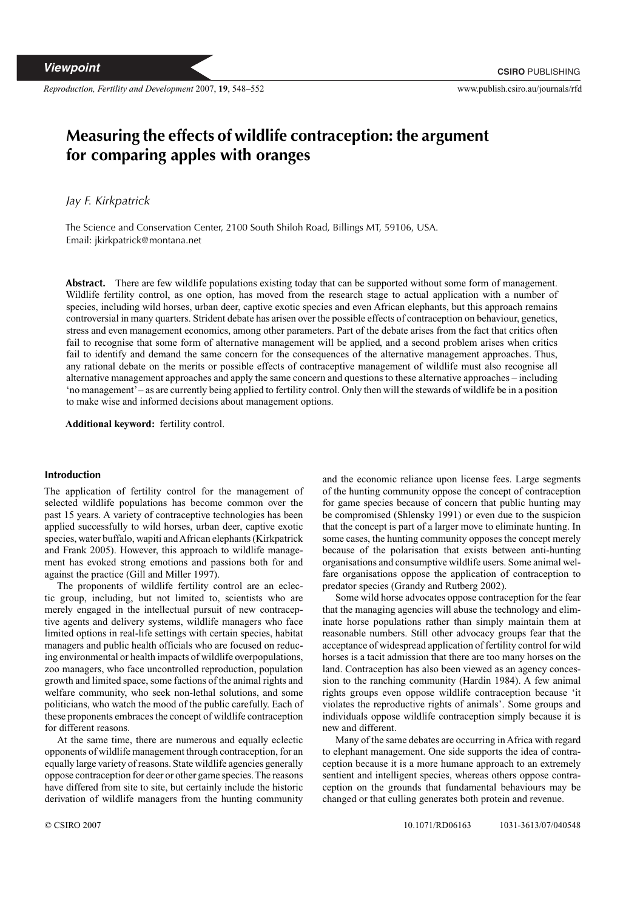*Viewpoint*

# Measuring the effects of wildlife contraception: the argument for comparing apples with oranges

*Jay F. Kirkpatrick*

The Science and Conservation Center, 2100 South Shiloh Road, Billings MT, 59106, USA.
Email: jkirkpatrick@montana.net

**Abstract.** There are few wildlife populations existing today that can be supported without some form of management. Wildlife fertility control, as one option, has moved from the research stage to actual application with a number of species, including wild horses, urban deer, captive exotic species and even African elephants, but this approach remains controversial in many quarters. Strident debate has arisen over the possible effects of contraception on behaviour, genetics, stress and even management economics, among other parameters. Part of the debate arises from the fact that critics often fail to recognise that some form of alternative management will be applied, and a second problem arises when critics fail to identify and demand the same concern for the consequences of the alternative management approaches. Thus, any rational debate on the merits or possible effects of contraceptive management of wildlife must also recognise all alternative management approaches and apply the same concern and questions to these alternative approaches – including 'no management' – as are currently being applied to fertility control. Only then will the stewards of wildlife be in a position to make wise and informed decisions about management options.

**Additional keyword:** fertility control.

## Introduction

The application of fertility control for the management of selected wildlife populations has become common over the past 15 years. A variety of contraceptive technologies has been applied successfully to wild horses, urban deer, captive exotic species, water buffalo, wapiti and African elephants (Kirkpatrick and Frank 2005). However, this approach to wildlife management has evoked strong emotions and passions both for and against the practice (Gill and Miller 1997).

The proponents of wildlife fertility control are an eclectic group, including, but not limited to, scientists who are merely engaged in the intellectual pursuit of new contraceptive agents and delivery systems, wildlife managers who face limited options in real-life settings with certain species, habitat managers and public health officials who are focused on reducing environmental or health impacts of wildlife overpopulations, zoo managers, who face uncontrolled reproduction, population growth and limited space, some factions of the animal rights and welfare community, who seek non-lethal solutions, and some politicians, who watch the mood of the public carefully. Each of these proponents embraces the concept of wildlife contraception for different reasons.

At the same time, there are numerous and equally eclectic opponents of wildlife management through contraception, for an equally large variety of reasons. State wildlife agencies generally oppose contraception for deer or other game species. The reasons have differed from site to site, but certainly include the historic derivation of wildlife managers from the hunting community and the economic reliance upon license fees. Large segments of the hunting community oppose the concept of contraception for game species because of concern that public hunting may be compromised (Shlensky 1991) or even due to the suspicion that the concept is part of a larger move to eliminate hunting. In some cases, the hunting community opposes the concept merely because of the polarisation that exists between anti-hunting organisations and consumptive wildlife users. Some animal welfare organisations oppose the application of contraception to predator species (Grandy and Rutberg 2002).

Some wild horse advocates oppose contraception for the fear that the managing agencies will abuse the technology and eliminate horse populations rather than simply maintain them at reasonable numbers. Still other advocacy groups fear that the acceptance of widespread application of fertility control for wild horses is a tacit admission that there are too many horses on the land. Contraception has also been viewed as an agency concession to the ranching community (Hardin 1984). A few animal rights groups even oppose wildlife contraception because 'it violates the reproductive rights of animals'. Some groups and individuals oppose wildlife contraception simply because it is new and different.

Many of the same debates are occurring in Africa with regard to elephant management. One side supports the idea of contraception because it is a more humane approach to an extremely sentient and intelligent species, whereas others oppose contraception on the grounds that fundamental behaviours may be changed or that culling generates both protein and revenue.

© CSIRO 2007 10.1071/RD06163 1031-3613/07/040548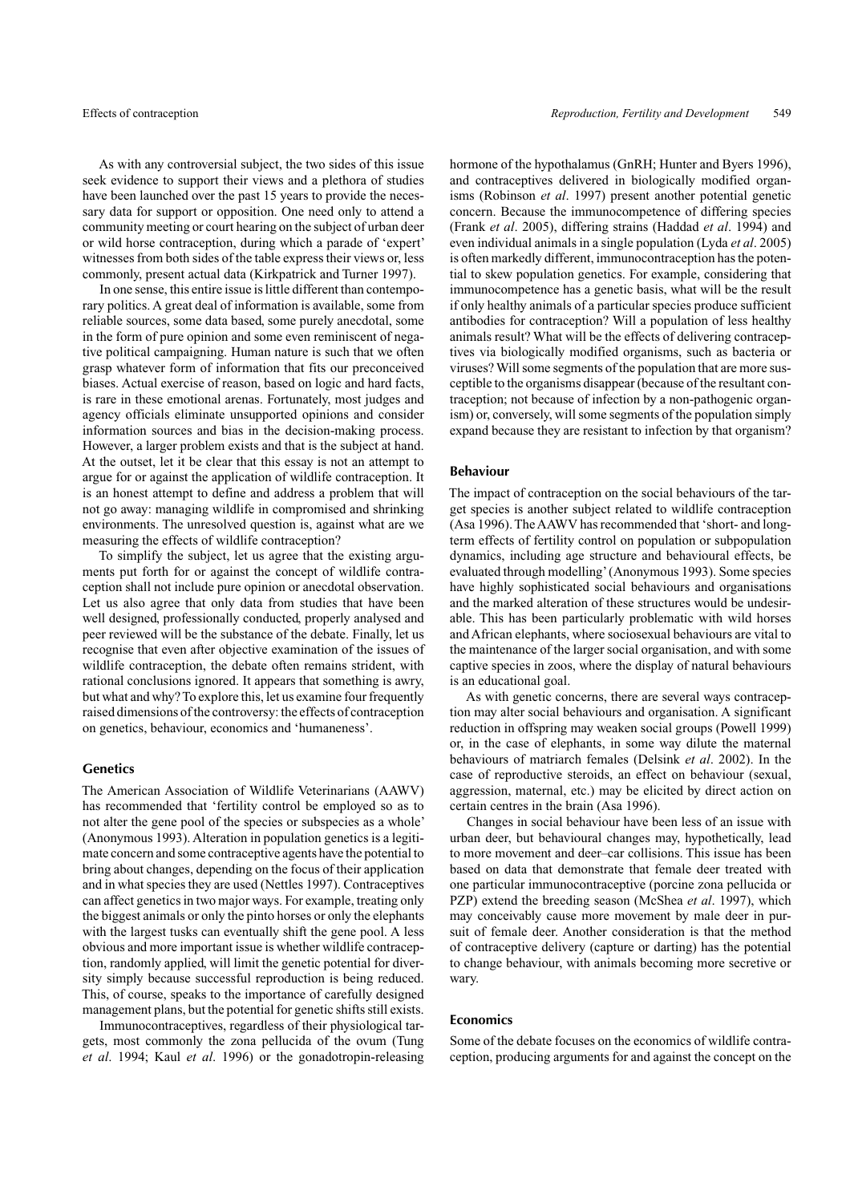As with any controversial subject, the two sides of this issue seek evidence to support their views and a plethora of studies have been launched over the past 15 years to provide the necessary data for support or opposition. One need only to attend a community meeting or court hearing on the subject of urban deer or wild horse contraception, during which a parade of 'expert' witnesses from both sides of the table express their views or, less commonly, present actual data (Kirkpatrick and Turner 1997).

In one sense, this entire issue is little different than contemporary politics. A great deal of information is available, some from reliable sources, some data based, some purely anecdotal, some in the form of pure opinion and some even reminiscent of negative political campaigning. Human nature is such that we often grasp whatever form of information that fits our preconceived biases. Actual exercise of reason, based on logic and hard facts, is rare in these emotional arenas. Fortunately, most judges and agency officials eliminate unsupported opinions and consider information sources and bias in the decision-making process. However, a larger problem exists and that is the subject at hand. At the outset, let it be clear that this essay is not an attempt to argue for or against the application of wildlife contraception. It is an honest attempt to define and address a problem that will not go away: managing wildlife in compromised and shrinking environments. The unresolved question is, against what are we measuring the effects of wildlife contraception?

To simplify the subject, let us agree that the existing arguments put forth for or against the concept of wildlife contraception shall not include pure opinion or anecdotal observation. Let us also agree that only data from studies that have been well designed, professionally conducted, properly analysed and peer reviewed will be the substance of the debate. Finally, let us recognise that even after objective examination of the issues of wildlife contraception, the debate often remains strident, with rational conclusions ignored. It appears that something is awry, but what and why? To explore this, let us examine four frequently raised dimensions of the controversy: the effects of contraception on genetics, behaviour, economics and 'humaneness'.

## Genetics

The American Association of Wildlife Veterinarians (AAWV) has recommended that 'fertility control be employed so as to not alter the gene pool of the species or subspecies as a whole' (Anonymous 1993). Alteration in population genetics is a legitimate concern and some contraceptive agents have the potential to bring about changes, depending on the focus of their application and in what species they are used (Nettles 1997). Contraceptives can affect genetics in two major ways. For example, treating only the biggest animals or only the pinto horses or only the elephants with the largest tusks can eventually shift the gene pool. A less obvious and more important issue is whether wildlife contraception, randomly applied, will limit the genetic potential for diversity simply because successful reproduction is being reduced. This, of course, speaks to the importance of carefully designed management plans, but the potential for genetic shifts still exists.

Immunocontraceptives, regardless of their physiological targets, most commonly the zona pellucida of the ovum (Tung *et al*. 1994; Kaul *et al*. 1996) or the gonadotropin-releasing hormone of the hypothalamus (GnRH; Hunter and Byers 1996), and contraceptives delivered in biologically modified organisms (Robinson *et al*. 1997) present another potential genetic concern. Because the immunocompetence of differing species (Frank *et al*. 2005), differing strains (Haddad *et al*. 1994) and even individual animals in a single population (Lyda *et al*. 2005) is often markedly different, immunocontraception has the potential to skew population genetics. For example, considering that immunocompetence has a genetic basis, what will be the result if only healthy animals of a particular species produce sufficient antibodies for contraception? Will a population of less healthy animals result? What will be the effects of delivering contraceptives via biologically modified organisms, such as bacteria or viruses? Will some segments of the population that are more susceptible to the organisms disappear (because of the resultant contraception; not because of infection by a non-pathogenic organism) or, conversely, will some segments of the population simply expand because they are resistant to infection by that organism?

## Behaviour

The impact of contraception on the social behaviours of the target species is another subject related to wildlife contraception (Asa 1996). The AAWV has recommended that 'short- and long-term effects of fertility control on population or subpopulation dynamics, including age structure and behavioural effects, be evaluated through modelling' (Anonymous 1993). Some species have highly sophisticated social behaviours and organisations and the marked alteration of these structures would be undesirable. This has been particularly problematic with wild horses and African elephants, where sociosexual behaviours are vital to the maintenance of the larger social organisation, and with some captive species in zoos, where the display of natural behaviours is an educational goal.

As with genetic concerns, there are several ways contraception may alter social behaviours and organisation. A significant reduction in offspring may weaken social groups (Powell 1999) or, in the case of elephants, in some way dilute the maternal behaviours of matriarch females (Delsink *et al*. 2002). In the case of reproductive steroids, an effect on behaviour (sexual, aggression, maternal, etc.) may be elicited by direct action on certain centres in the brain (Asa 1996).

Changes in social behaviour have been less of an issue with urban deer, but behavioural changes may, hypothetically, lead to more movement and deer–car collisions. This issue has been based on data that demonstrate that female deer treated with one particular immunocontraceptive (porcine zona pellucida or PZP) extend the breeding season (McShea *et al*. 1997), which may conceivably cause more movement by male deer in pursuit of female deer. Another consideration is that the method of contraceptive delivery (capture or darting) has the potential to change behaviour, with animals becoming more secretive or wary.

## Economics

Some of the debate focuses on the economics of wildlife contraception, producing arguments for and against the concept on the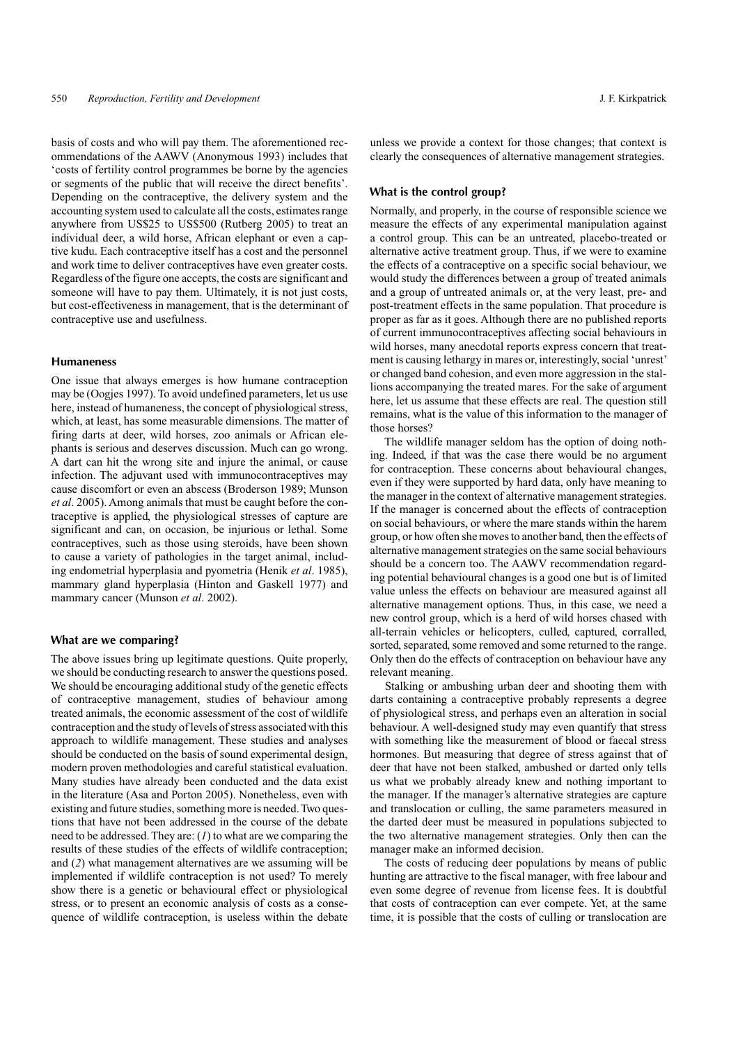basis of costs and who will pay them. The aforementioned recommendations of the AAWV (Anonymous 1993) includes that 'costs of fertility control programmes be borne by the agencies or segments of the public that will receive the direct benefits'. Depending on the contraceptive, the delivery system and the accounting system used to calculate all the costs, estimates range anywhere from US$25 to US$500 (Rutberg 2005) to treat an individual deer, a wild horse, African elephant or even a captive kudu. Each contraceptive itself has a cost and the personnel and work time to deliver contraceptives have even greater costs. Regardless of the figure one accepts, the costs are significant and someone will have to pay them. Ultimately, it is not just costs, but cost-effectiveness in management, that is the determinant of contraceptive use and usefulness.

### Humaneness

One issue that always emerges is how humane contraception may be (Oogjes 1997). To avoid undefined parameters, let us use here, instead of humaneness, the concept of physiological stress, which, at least, has some measurable dimensions. The matter of firing darts at deer, wild horses, zoo animals or African elephants is serious and deserves discussion. Much can go wrong. A dart can hit the wrong site and injure the animal, or cause infection. The adjuvant used with immunocontraceptives may cause discomfort or even an abscess (Broderson 1989; Munson *et al*. 2005). Among animals that must be caught before the contraceptive is applied, the physiological stresses of capture are significant and can, on occasion, be injurious or lethal. Some contraceptives, such as those using steroids, have been shown to cause a variety of pathologies in the target animal, including endometrial hyperplasia and pyometria (Henik *et al*. 1985), mammary gland hyperplasia (Hinton and Gaskell 1977) and mammary cancer (Munson *et al*. 2002).

### What are we comparing?

The above issues bring up legitimate questions. Quite properly, we should be conducting research to answer the questions posed. We should be encouraging additional study of the genetic effects of contraceptive management, studies of behaviour among treated animals, the economic assessment of the cost of wildlife contraception and the study of levels of stress associated with this approach to wildlife management. These studies and analyses should be conducted on the basis of sound experimental design, modern proven methodologies and careful statistical evaluation. Many studies have already been conducted and the data exist in the literature (Asa and Porton 2005). Nonetheless, even with existing and future studies, something more is needed. Two questions that have not been addressed in the course of the debate need to be addressed. They are: (*1*) to what are we comparing the results of these studies of the effects of wildlife contraception; and (*2*) what management alternatives are we assuming will be implemented if wildlife contraception is not used? To merely show there is a genetic or behavioural effect or physiological stress, or to present an economic analysis of costs as a consequence of wildlife contraception, is useless within the debate unless we provide a context for those changes; that context is clearly the consequences of alternative management strategies.

### What is the control group?

Normally, and properly, in the course of responsible science we measure the effects of any experimental manipulation against a control group. This can be an untreated, placebo-treated or alternative active treatment group. Thus, if we were to examine the effects of a contraceptive on a specific social behaviour, we would study the differences between a group of treated animals and a group of untreated animals or, at the very least, pre- and post-treatment effects in the same population. That procedure is proper as far as it goes. Although there are no published reports of current immunocontraceptives affecting social behaviours in wild horses, many anecdotal reports express concern that treatment is causing lethargy in mares or, interestingly, social 'unrest' or changed band cohesion, and even more aggression in the stallions accompanying the treated mares. For the sake of argument here, let us assume that these effects are real. The question still remains, what is the value of this information to the manager of those horses?

The wildlife manager seldom has the option of doing nothing. Indeed, if that was the case there would be no argument for contraception. These concerns about behavioural changes, even if they were supported by hard data, only have meaning to the manager in the context of alternative management strategies. If the manager is concerned about the effects of contraception on social behaviours, or where the mare stands within the harem group, or how often she moves to another band, then the effects of alternative management strategies on the same social behaviours should be a concern too. The AAWV recommendation regarding potential behavioural changes is a good one but is of limited value unless the effects on behaviour are measured against all alternative management options. Thus, in this case, we need a new control group, which is a herd of wild horses chased with all-terrain vehicles or helicopters, culled, captured, corralled, sorted, separated, some removed and some returned to the range. Only then do the effects of contraception on behaviour have any relevant meaning.

Stalking or ambushing urban deer and shooting them with darts containing a contraceptive probably represents a degree of physiological stress, and perhaps even an alteration in social behaviour. A well-designed study may even quantify that stress with something like the measurement of blood or faecal stress hormones. But measuring that degree of stress against that of deer that have not been stalked, ambushed or darted only tells us what we probably already knew and nothing important to the manager. If the manager's alternative strategies are capture and translocation or culling, the same parameters measured in the darted deer must be measured in populations subjected to the two alternative management strategies. Only then can the manager make an informed decision.

The costs of reducing deer populations by means of public hunting are attractive to the fiscal manager, with free labour and even some degree of revenue from license fees. It is doubtful that costs of contraception can ever compete. Yet, at the same time, it is possible that the costs of culling or translocation are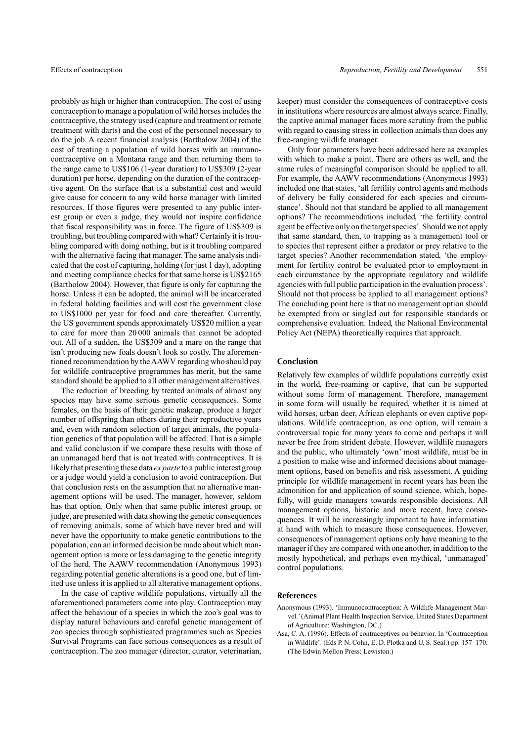probably as high or higher than contraception. The cost of using contraception to manage a population of wild horses includes the contraceptive, the strategy used (capture and treatment or remote treatment with darts) and the cost of the personnel necessary to do the job. A recent financial analysis (Barthalow 2004) of the cost of treating a population of wild horses with an immunocontraceptive on a Montana range and then returning them to the range came to US$106 (1-year duration) to US$309 (2-year duration) per horse, depending on the duration of the contraceptive agent. On the surface that is a substantial cost and would give cause for concern to any wild horse manager with limited resources. If those figures were presented to any public interest group or even a judge, they would not inspire confidence that fiscal responsibility was in force. The figure of US$309 is troubling, but troubling compared with what? Certainly it is troubling compared with doing nothing, but is it troubling compared with the alternative facing that manager. The same analysis indicated that the cost of capturing, holding (for just 1 day), adopting and meeting compliance checks for that same horse is US$2165 (Bartholow 2004). However, that figure is only for capturing the horse. Unless it can be adopted, the animal will be incarcerated in federal holding facilities and will cost the government close to US$1000 per year for food and care thereafter. Currently, the US government spends approximately US$20 million a year to care for more than 20 000 animals that cannot be adopted out. All of a sudden, the US$309 and a mare on the range that isn't producing new foals doesn't look so costly. The aforementioned recommendation by the AAWV regarding who should pay for wildlife contraceptive programmes has merit, but the same standard should be applied to all other management alternatives.

The reduction of breeding by treated animals of almost any species may have some serious genetic consequences. Some females, on the basis of their genetic makeup, produce a larger number of offspring than others during their reproductive years and, even with random selection of target animals, the population genetics of that population will be affected. That is a simple and valid conclusion if we compare these results with those of an unmanaged herd that is not treated with contraceptives. It is likely that presenting these data *ex parte* to a public interest group or a judge would yield a conclusion to avoid contraception. But that conclusion rests on the assumption that no alternative management options will be used. The manager, however, seldom has that option. Only when that same public interest group, or judge, are presented with data showing the genetic consequences of removing animals, some of which have never bred and will never have the opportunity to make genetic contributions to the population, can an informed decision be made about which management option is more or less damaging to the genetic integrity of the herd. The AAWV recommendation (Anonymous 1993) regarding potential genetic alterations is a good one, but of limited use unless it is applied to all alterative management options.

In the case of captive wildlife populations, virtually all the aforementioned parameters come into play. Contraception may affect the behaviour of a species in which the zoo's goal was to display natural behaviours and careful genetic management of zoo species through sophisticated programmes such as Species Survival Programs can face serious consequences as a result of contraception. The zoo manager (director, curator, veterinarian, keeper) must consider the consequences of contraceptive costs in institutions where resources are almost always scarce. Finally, the captive animal manager faces more scrutiny from the public with regard to causing stress in collection animals than does any free-ranging wildlife manager.

Only four parameters have been addressed here as examples with which to make a point. There are others as well, and the same rules of meaningful comparison should be applied to all. For example, the AAWV recommendations (Anonymous 1993) included one that states, 'all fertility control agents and methods of delivery be fully considered for each species and circumstance'. Should not that standard be applied to all management options? The recommendations included, 'the fertility control agent be effective only on the target species'. Should we not apply that same standard, then, to trapping as a management tool or to species that represent either a predator or prey relative to the target species? Another recommendation stated, 'the employment for fertility control be evaluated prior to employment in each circumstance by the appropriate regulatory and wildlife agencies with full public participation in the evaluation process'. Should not that process be applied to all management options? The concluding point here is that no management option should be exempted from or singled out for responsible standards or comprehensive evaluation. Indeed, the National Environmental Policy Act (NEPA) theoretically requires that approach.

## Conclusion

Relatively few examples of wildlife populations currently exist in the world, free-roaming or captive, that can be supported without some form of management. Therefore, management in some form will usually be required, whether it is aimed at wild horses, urban deer, African elephants or even captive populations. Wildlife contraception, as one option, will remain a controversial topic for many years to come and perhaps it will never be free from strident debate. However, wildlife managers and the public, who ultimately 'own' most wildlife, must be in a position to make wise and informed decisions about management options, based on benefits and risk assessment. A guiding principle for wildlife management in recent years has been the admonition for and application of sound science, which, hopefully, will guide managers towards responsible decisions. All management options, historic and more recent, have consequences. It will be increasingly important to have information at hand with which to measure those consequences. However, consequences of management options only have meaning to the manager if they are compared with one another, in addition to the mostly hypothetical, and perhaps even mythical, 'unmanaged' control populations.

## References

Anonymous (1993). 'Immunocontraception: A Wildlife Management Marvel.' (Animal Plant Health Inspection Service, United States Department of Agriculture: Washington, DC.)

Asa, C. A. (1996). Effects of contraceptives on behavior. In 'Contraception in Wildlife'. (Eds P. N. Cohn, E. D. Plotka and U. S. Seal.) pp. 157–170. (The Edwin Mellon Press: Lewiston.)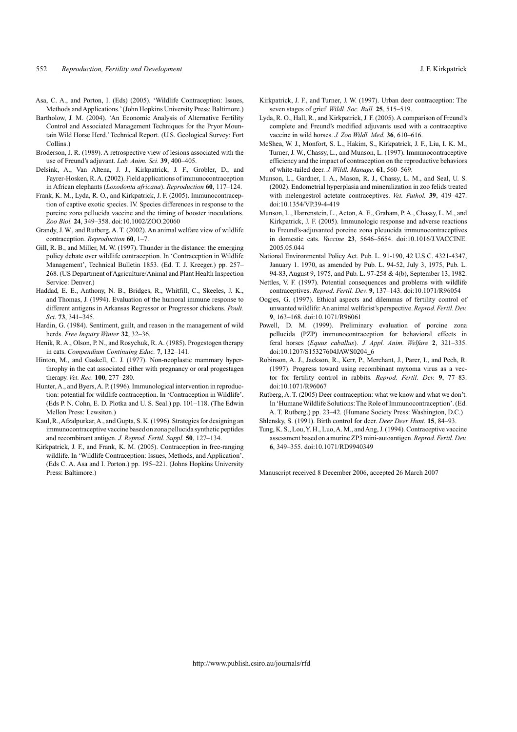Asa, C. A., and Porton, I. (Eds) (2005). 'Wildlife Contraception: Issues, Methods and Applications.' (John Hopkins University Press: Baltimore.)

Bartholow, J. M. (2004). 'An Economic Analysis of Alternative Fertility Control and Associated Management Techniques for the Pryor Mountain Wild Horse Herd.' Technical Report. (U.S. Geological Survey: Fort Collins.)

Broderson, J. R. (1989). A retrospective view of lesions associated with the use of Freund's adjuvant. *Lab. Anim. Sci.* **39**, 400–405.

Delsink, A., Van Altena, J. J., Kirkpatrick, J. F., Grobler, D., and Fayrer-Hosken, R. A. (2002). Field applications of immunocontraception in African elephants (*Loxodonta africana*). *Reproduction* **60**, 117–124.

Frank, K. M., Lyda, R. O., and Kirkpatrick, J. F. (2005). Immunocontraception of captive exotic species. IV. Species differences in response to the porcine zona pellucida vaccine and the timing of booster inoculations. *Zoo Biol.* **24**, 349–358. doi:10.1002/ZOO.20060

Grandy, J. W., and Rutberg, A. T. (2002). An animal welfare view of wildlife contraception. *Reproduction* **60**, 1–7.

Gill, R. B., and Miller, M. W. (1997). Thunder in the distance: the emerging policy debate over wildlife contraception. In 'Contraception in Wildlife Management', Technical Bulletin 1853. (Ed. T. J. Kreeger.) pp. 257–268. (US Department of Agriculture/Animal and Plant Health Inspection Service: Denver.)

Haddad, E. E., Anthony, N. B., Bridges, R., Whitfill, C., Skeeles, J. K., and Thomas, J. (1994). Evaluation of the humoral immune response to different antigens in Arkansas Regressor or Progressor chickens. *Poult. Sci.* **73**, 341–345.

Hardin, G. (1984). Sentiment, guilt, and reason in the management of wild herds. *Free Inquiry Winter* **32**, 32–36.

Henik, R. A., Olson, P. N., and Rosychuk, R. A. (1985). Progestogen therapy in cats. *Compendium Continuing Educ.* **7**, 132–141.

Hinton, M., and Gaskell, C. J. (1977). Non-neoplastic mammary hyperthrophy in the cat associated either with pregnancy or oral progestagen therapy. *Vet. Rec.* **100**, 277–280.

Hunter, A., and Byers, A. P. (1996). Immunological intervention in reproduction: potential for wildlife contraception. In 'Contraception in Wildlife'. (Eds P. N. Cohn, E. D. Plotka and U. S. Seal.) pp. 101–118. (The Edwin Mellon Press: Lewsiton.)

Kaul, R., Afzalpurkar, A., and Gupta, S. K. (1996). Strategies for designing an immunocontraceptive vaccine based on zona pellucida synthetic peptides and recombinant antigen. *J. Reprod. Fertil. Suppl.* **50**, 127–134.

Kirkpatrick, J. F., and Frank, K. M. (2005). Contraception in free-ranging wildlife. In 'Wildlife Contraception: Issues, Methods, and Application'. (Eds C. A. Asa and I. Porton.) pp. 195–221. (Johns Hopkins University Press: Baltimore.)

Kirkpatrick, J. F., and Turner, J. W. (1997). Urban deer contraception: The seven stages of grief. *Wildl. Soc. Bull.* **25**, 515–519.

Lyda, R. O., Hall, R., and Kirkpatrick, J. F. (2005). A comparison of Freund's complete and Freund's modified adjuvants used with a contraceptive vaccine in wild horses. *J. Zoo Wildl. Med.* **36**, 610–616.

McShea, W. J., Monfort, S. L., Hakim, S., Kirkpatrick, J. F., Liu, I. K. M., Turner, J. W., Chassy, L., and Munson, L. (1997). Immunocontraceptive efficiency and the impact of contraception on the reproductive behaviors of white-tailed deer. *J. Wildl. Manage.* **61**, 560–569.

Munson, L., Gardner, I. A., Mason, R. J., Chassy, L. M., and Seal, U. S. (2002). Endometrial hyperplasia and mineralization in zoo felids treated with melengestrol actetate contraceptives. *Vet. Pathol.* **39**, 419–427. doi:10.1354/VP.39-4-419

Munson, L., Harrenstein, L., Acton, A. E., Graham, P. A., Chassy, L. M., and Kirkpatrick, J. F. (2005). Immunologic response and adverse reactions to Freund's-adjuvanted porcine zona pleuucida immunocontraceptives in domestic cats. *Vaccine* **23**, 5646–5654. doi:10.1016/J.VACCINE.2005.05.044

National Environmental Policy Act. Pub. L. 91-190, 42 U.S.C. 4321-4347, January 1. 1970, as amended by Pub. L. 94-52, July 3, 1975, Pub. L. 94-83, August 9, 1975, and Pub. L. 97-258 & 4(b), September 13, 1982.

Nettles, V. F. (1997). Potential consequences and problems with wildlife contraceptives. *Reprod. Fertil. Dev.* **9**, 137–143. doi:10.1071/R96054

Oogjes, G. (1997). Ethical aspects and dilemmas of fertility control of unwanted wildlife: An animal welfarist's perspective. *Reprod. Fertil. Dev.* **9**, 163–168. doi:10.1071/R96061

Powell, D. M. (1999). Preliminary evaluation of porcine zona pellucida (PZP) immunocontraception for behavioral effects in feral horses (*Equus caballus*). *J. Appl. Anim. Welfare* **2**, 321–335. doi:10.1207/S15327604JAWS0204_6

Robinson, A. J., Jackson, R., Kerr, P., Merchant, J., Parer, I., and Pech, R. (1997). Progress toward using recombinant myxoma virus as a vector for fertility control in rabbits. *Reprod. Fertil. Dev.* **9**, 77–83. doi:10.1071/R96067

Rutberg, A. T. (2005) Deer contraception: what we know and what we don't. In 'Humane Wildlife Solutions: The Role of Immunocontraception'. (Ed. A. T. Rutberg.) pp. 23–42. (Humane Society Press: Washington, D.C.)

Shlensky, S. (1991). Birth control for deer. *Deer Deer Hunt.* **15**, 84–93.

Tung, K. S., Lou, Y. H., Luo, A. M., and Ang, J. (1994). Contraceptive vaccine assessment based on a murine ZP3 mini-autoantigen. *Reprod. Fertil. Dev.* **6**, 349–355. doi:10.1071/RD9940349

Manuscript received 8 December 2006, accepted 26 March 2007